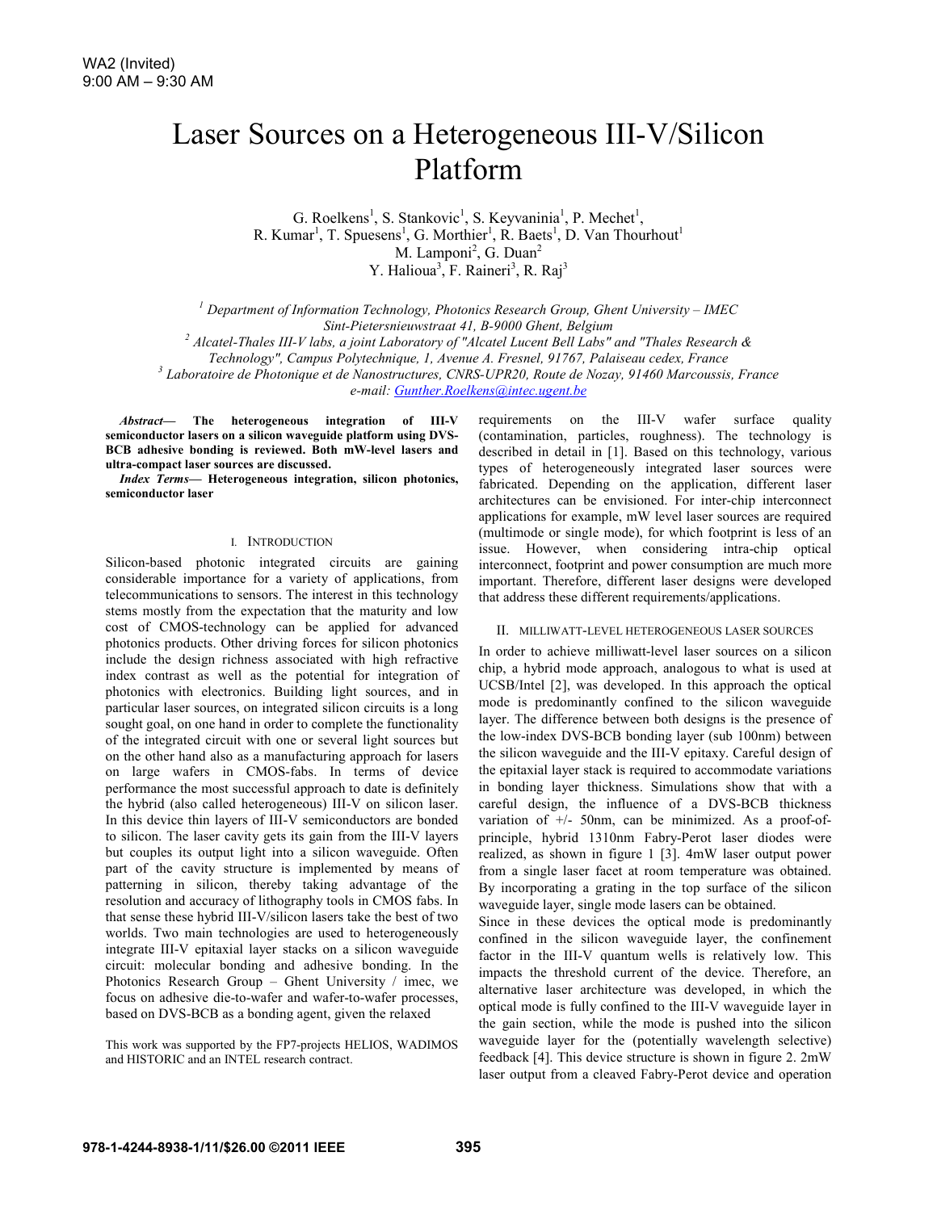WA2 (Invited)
9:00 AM – 9:30 AM

# Laser Sources on a Heterogeneous III-V/Silicon Platform

G. Roelkens[1], S. Stankovic[1], S. Keyvaninia[1], P. Mechet[1], R. Kumar[1], T. Spuesens[1], G. Morthier[1], R. Baets[1], D. Van Thourhout[1]
M. Lamponi[2], G. Duan[2]
Y. Halioua[3], F. Raineri[3], R. Raj[3]

[1] *Department of Information Technology, Photonics Research Group, Ghent University – IMEC Sint-Pietersnieuwstraat 41, B-9000 Ghent, Belgium*
[2] *Alcatel-Thales III-V labs, a joint Laboratory of "Alcatel Lucent Bell Labs" and "Thales Research & Technology", Campus Polytechnique, 1, Avenue A. Fresnel, 91767, Palaiseau cedex, France*
[3] *Laboratoire de Photonique et de Nanostructures, CNRS-UPR20, Route de Nozay, 91460 Marcoussis, France*
*e-mail: Gunther.Roelkens@intec.ugent.be*

***Abstract*— The heterogeneous integration of III-V semiconductor lasers on a silicon waveguide platform using DVS-BCB adhesive bonding is reviewed. Both mW-level lasers and ultra-compact laser sources are discussed.**

***Index Terms*— Heterogeneous integration, silicon photonics, semiconductor laser**

## I. Introduction

Silicon-based photonic integrated circuits are gaining considerable importance for a variety of applications, from telecommunications to sensors. The interest in this technology stems mostly from the expectation that the maturity and low cost of CMOS-technology can be applied for advanced photonics products. Other driving forces for silicon photonics include the design richness associated with high refractive index contrast as well as the potential for integration of photonics with electronics. Building light sources, and in particular laser sources, on integrated silicon circuits is a long sought goal, on one hand in order to complete the functionality of the integrated circuit with one or several light sources but on the other hand also as a manufacturing approach for lasers on large wafers in CMOS-fabs. In terms of device performance the most successful approach to date is definitely the hybrid (also called heterogeneous) III-V on silicon laser. In this device thin layers of III-V semiconductors are bonded to silicon. The laser cavity gets its gain from the III-V layers but couples its output light into a silicon waveguide. Often part of the cavity structure is implemented by means of patterning in silicon, thereby taking advantage of the resolution and accuracy of lithography tools in CMOS fabs. In that sense these hybrid III-V/silicon lasers take the best of two worlds. Two main technologies are used to heterogeneously integrate III-V epitaxial layer stacks on a silicon waveguide circuit: molecular bonding and adhesive bonding. In the Photonics Research Group – Ghent University / imec, we focus on adhesive die-to-wafer and wafer-to-wafer processes, based on DVS-BCB as a bonding agent, given the relaxed requirements on the III-V wafer surface quality (contamination, particles, roughness). The technology is described in detail in [1]. Based on this technology, various types of heterogeneously integrated laser sources were fabricated. Depending on the application, different laser architectures can be envisioned. For inter-chip interconnect applications for example, mW level laser sources are required (multimode or single mode), for which footprint is less of an issue. However, when considering intra-chip optical interconnect, footprint and power consumption are much more important. Therefore, different laser designs were developed that address these different requirements/applications.

This work was supported by the FP7-projects HELIOS, WADIMOS and HISTORIC and an INTEL research contract.

## II. Milliwatt-level heterogeneous laser sources

In order to achieve milliwatt-level laser sources on a silicon chip, a hybrid mode approach, analogous to what is used at UCSB/Intel [2], was developed. In this approach the optical mode is predominantly confined to the silicon waveguide layer. The difference between both designs is the presence of the low-index DVS-BCB bonding layer (sub 100nm) between the silicon waveguide and the III-V epitaxy. Careful design of the epitaxial layer stack is required to accommodate variations in bonding layer thickness. Simulations show that with a careful design, the influence of a DVS-BCB thickness variation of +/- 50nm, can be minimized. As a proof-of-principle, hybrid 1310nm Fabry-Perot laser diodes were realized, as shown in figure 1 [3]. 4mW laser output power from a single laser facet at room temperature was obtained. By incorporating a grating in the top surface of the silicon waveguide layer, single mode lasers can be obtained.

Since in these devices the optical mode is predominantly confined in the silicon waveguide layer, the confinement factor in the III-V quantum wells is relatively low. This impacts the threshold current of the device. Therefore, an alternative laser architecture was developed, in which the optical mode is fully confined to the III-V waveguide layer in the gain section, while the mode is pushed into the silicon waveguide layer for the (potentially wavelength selective) feedback [4]. This device structure is shown in figure 2. 2mW laser output from a cleaved Fabry-Perot device and operation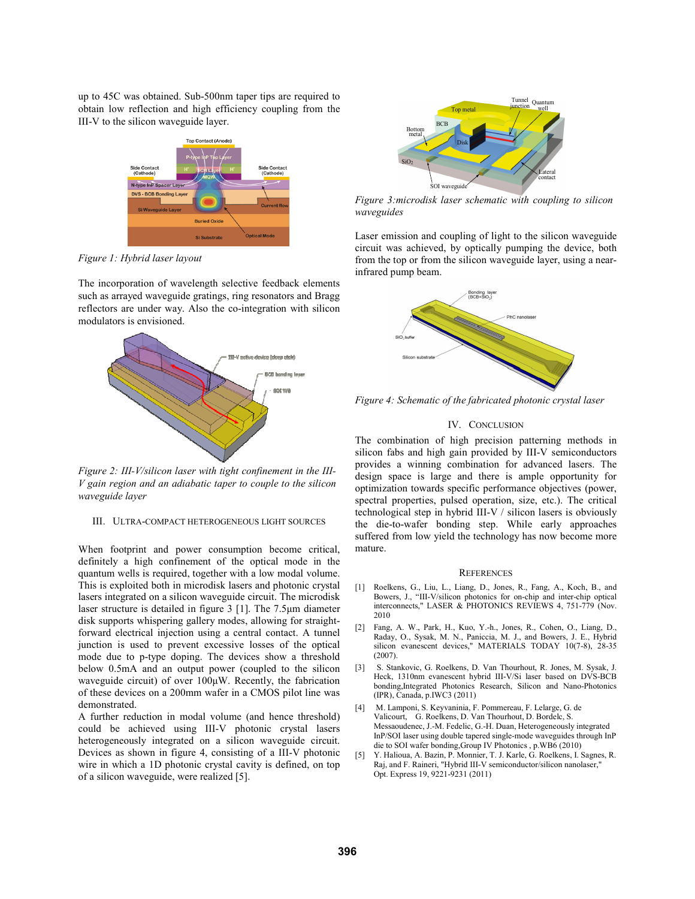up to 45C was obtained. Sub-500nm taper tips are required to obtain low reflection and high efficiency coupling from the III-V to the silicon waveguide layer.

Figure 1: Hybrid laser layout

The incorporation of wavelength selective feedback elements such as arrayed waveguide gratings, ring resonators and Bragg reflectors are under way. Also the co-integration with silicon modulators is envisioned.

Figure 2: III-V/silicon laser with tight confinement in the III-V gain region and an adiabatic taper to couple to the silicon waveguide layer

## III. Ultra-compact heterogeneous light sources

When footprint and power consumption become critical, definitely a high confinement of the optical mode in the quantum wells is required, together with a low modal volume. This is exploited both in microdisk lasers and photonic crystal lasers integrated on a silicon waveguide circuit. The microdisk laser structure is detailed in figure 3 [1]. The 7.5µm diameter disk supports whispering gallery modes, allowing for straight-forward electrical injection using a central contact. A tunnel junction is used to prevent excessive losses of the optical mode due to p-type doping. The devices show a threshold below 0.5mA and an output power (coupled to the silicon waveguide circuit) of over 100µW. Recently, the fabrication of these devices on a 200mm wafer in a CMOS pilot line was demonstrated.

A further reduction in modal volume (and hence threshold) could be achieved using III-V photonic crystal lasers heterogeneously integrated on a silicon waveguide circuit. Devices as shown in figure 4, consisting of a III-V photonic wire in which a 1D photonic crystal cavity is defined, on top of a silicon waveguide, were realized [5].

Figure 3:microdisk laser schematic with coupling to silicon waveguides

Laser emission and coupling of light to the silicon waveguide circuit was achieved, by optically pumping the device, both from the top or from the silicon waveguide layer, using a near-infrared pump beam.

Figure 4: Schematic of the fabricated photonic crystal laser

## IV. Conclusion

The combination of high precision patterning methods in silicon fabs and high gain provided by III-V semiconductors provides a winning combination for advanced lasers. The design space is large and there is ample opportunity for optimization towards specific performance objectives (power, spectral properties, pulsed operation, size, etc.). The critical technological step in hybrid III-V / silicon lasers is obviously the die-to-wafer bonding step. While early approaches suffered from low yield the technology has now become more mature.

## References

[1] Roelkens, G., Liu, L., Liang, D., Jones, R., Fang, A., Koch, B., and Bowers, J., "III-V/silicon photonics for on-chip and inter-chip optical interconnects," LASER & PHOTONICS REVIEWS 4, 751-779 (Nov. 2010

[2] Fang, A. W., Park, H., Kuo, Y.-h., Jones, R., Cohen, O., Liang, D., Raday, O., Sysak, M. N., Paniccia, M. J., and Bowers, J. E., Hybrid silicon evanescent devices," MATERIALS TODAY 10(7-8), 28-35 (2007).

[3] S. Stankovic, G. Roelkens, D. Van Thourhout, R. Jones, M. Sysak, J. Heck, 1310nm evanescent hybrid III-V/Si laser based on DVS-BCB bonding,Integrated Photonics Research, Silicon and Nano-Photonics (IPR), Canada, p.IWC3 (2011)

[4] M. Lamponi, S. Keyvaninia, F. Pommereau, F. Lelarge, G. de Valicourt, G. Roelkens, D. Van Thourhout, D. Bordelc, S. Messaoudenec, J.-M. Fedelic, G.-H. Duan, Heterogeneously integrated InP/SOI laser using double tapered single-mode waveguides through InP die to SOI wafer bonding,Group IV Photonics , p.WB6 (2010)

[5] Y. Halioua, A. Bazin, P. Monnier, T. J. Karle, G. Roelkens, I. Sagnes, R. Raj, and F. Raineri, "Hybrid III-V semiconductor/silicon nanolaser," Opt. Express 19, 9221-9231 (2011)